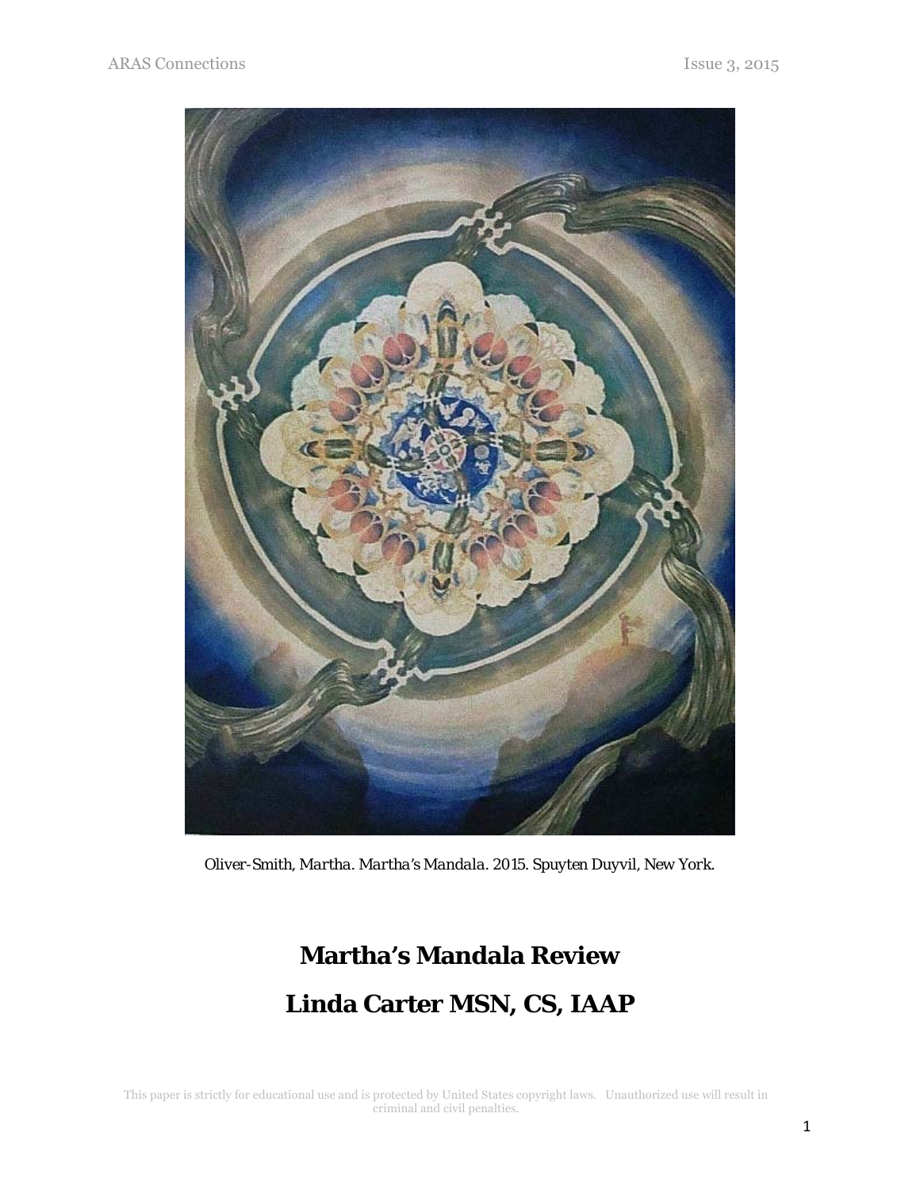*Oliver-Smith, Martha. Martha's Mandala. 2015. Spuyten Duyvil, New York.*

# Martha's Mandala Review

## Linda Carter MSN, CS, IAAP

This paper is strictly for educational use and is protected by United States copyright laws. Unauthorized use will result in criminal and civil penalties.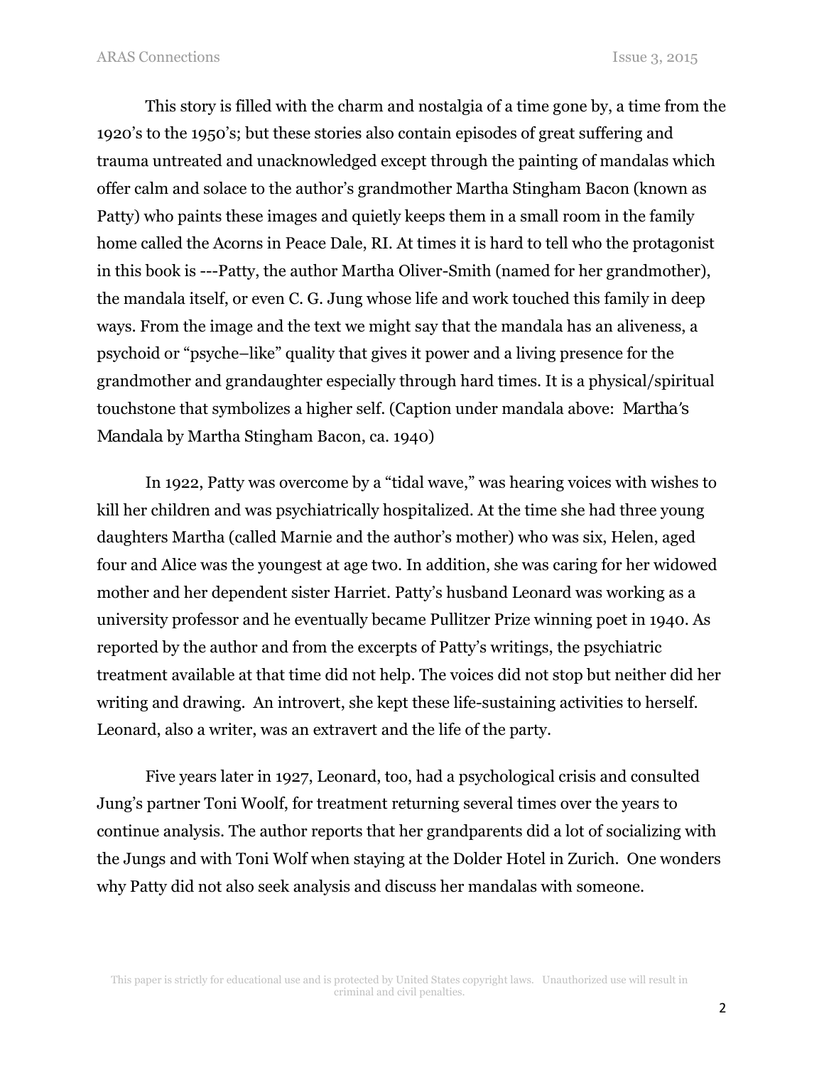This story is filled with the charm and nostalgia of a time gone by, a time from the 1920's to the 1950's; but these stories also contain episodes of great suffering and trauma untreated and unacknowledged except through the painting of mandalas which offer calm and solace to the author's grandmother Martha Stingham Bacon (known as Patty) who paints these images and quietly keeps them in a small room in the family home called the Acorns in Peace Dale, RI. At times it is hard to tell who the protagonist in this book is ---Patty, the author Martha Oliver-Smith (named for her grandmother), the mandala itself, or even C. G. Jung whose life and work touched this family in deep ways. From the image and the text we might say that the mandala has an aliveness, a psychoid or "psyche–like" quality that gives it power and a living presence for the grandmother and grandaughter especially through hard times. It is a physical/spiritual touchstone that symbolizes a higher self. (Caption under mandala above: *Martha's Mandala* by Martha Stingham Bacon, ca. 1940)

In 1922, Patty was overcome by a "tidal wave," was hearing voices with wishes to kill her children and was psychiatrically hospitalized. At the time she had three young daughters Martha (called Marnie and the author's mother) who was six, Helen, aged four and Alice was the youngest at age two. In addition, she was caring for her widowed mother and her dependent sister Harriet. Patty's husband Leonard was working as a university professor and he eventually became Pullitzer Prize winning poet in 1940. As reported by the author and from the excerpts of Patty's writings, the psychiatric treatment available at that time did not help. The voices did not stop but neither did her writing and drawing. An introvert, she kept these life-sustaining activities to herself. Leonard, also a writer, was an extravert and the life of the party.

Five years later in 1927, Leonard, too, had a psychological crisis and consulted Jung's partner Toni Woolf, for treatment returning several times over the years to continue analysis. The author reports that her grandparents did a lot of socializing with the Jungs and with Toni Wolf when staying at the Dolder Hotel in Zurich. One wonders why Patty did not also seek analysis and discuss her mandalas with someone.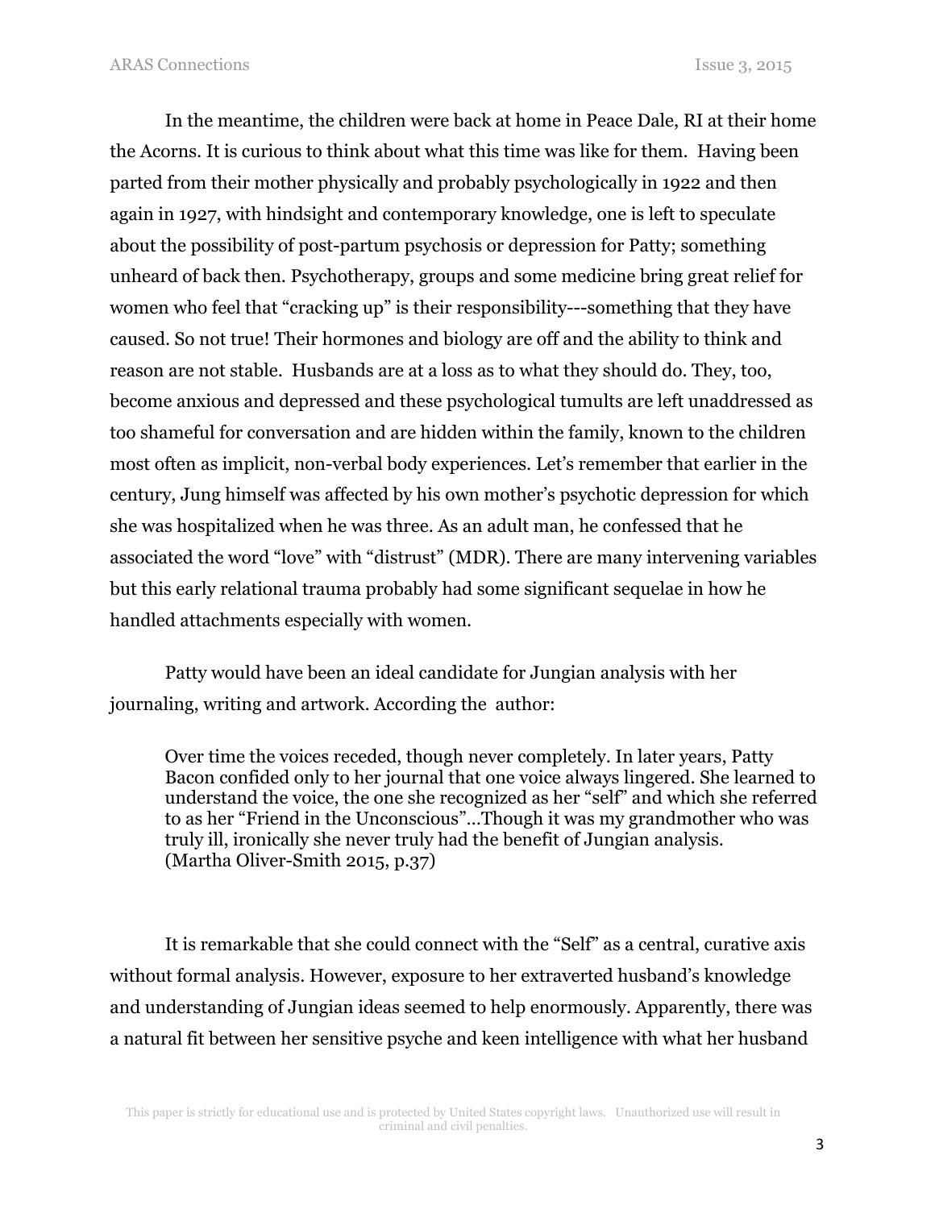In the meantime, the children were back at home in Peace Dale, RI at their home the Acorns. It is curious to think about what this time was like for them. Having been parted from their mother physically and probably psychologically in 1922 and then again in 1927, with hindsight and contemporary knowledge, one is left to speculate about the possibility of post-partum psychosis or depression for Patty; something unheard of back then. Psychotherapy, groups and some medicine bring great relief for women who feel that "cracking up" is their responsibility---something that they have caused. So not true! Their hormones and biology are off and the ability to think and reason are not stable. Husbands are at a loss as to what they should do. They, too, become anxious and depressed and these psychological tumults are left unaddressed as too shameful for conversation and are hidden within the family, known to the children most often as implicit, non-verbal body experiences. Let's remember that earlier in the century, Jung himself was affected by his own mother's psychotic depression for which she was hospitalized when he was three. As an adult man, he confessed that he associated the word "love" with "distrust" (MDR). There are many intervening variables but this early relational trauma probably had some significant sequelae in how he handled attachments especially with women.

Patty would have been an ideal candidate for Jungian analysis with her journaling, writing and artwork. According the author:

> Over time the voices receded, though never completely. In later years, Patty Bacon confided only to her journal that one voice always lingered. She learned to understand the voice, the one she recognized as her "self" and which she referred to as her "Friend in the Unconscious"...Though it was my grandmother who was truly ill, ironically she never truly had the benefit of Jungian analysis. (Martha Oliver-Smith 2015, p.37)

It is remarkable that she could connect with the "Self" as a central, curative axis without formal analysis. However, exposure to her extraverted husband's knowledge and understanding of Jungian ideas seemed to help enormously. Apparently, there was a natural fit between her sensitive psyche and keen intelligence with what her husband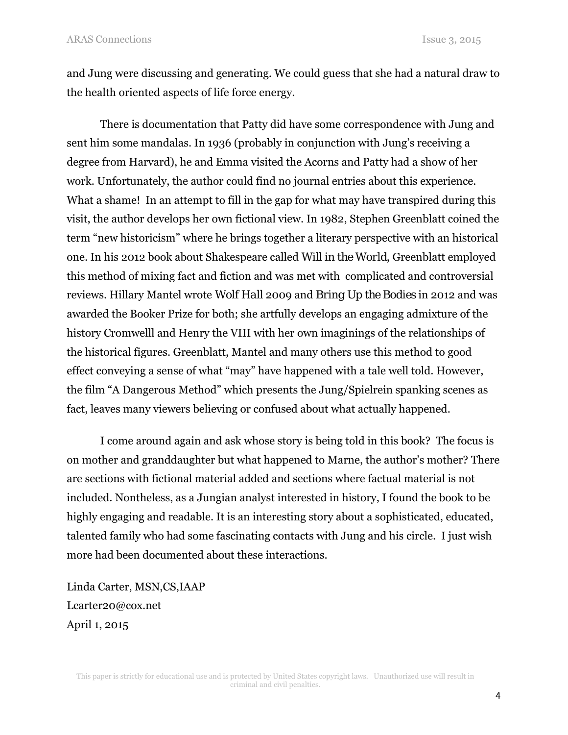and Jung were discussing and generating. We could guess that she had a natural draw to the health oriented aspects of life force energy.

There is documentation that Patty did have some correspondence with Jung and sent him some mandalas. In 1936 (probably in conjunction with Jung's receiving a degree from Harvard), he and Emma visited the Acorns and Patty had a show of her work. Unfortunately, the author could find no journal entries about this experience. What a shame! In an attempt to fill in the gap for what may have transpired during this visit, the author develops her own fictional view. In 1982, Stephen Greenblatt coined the term "new historicism" where he brings together a literary perspective with an historical one. In his 2012 book about Shakespeare called *Will in the World*, Greenblatt employed this method of mixing fact and fiction and was met with complicated and controversial reviews. Hillary Mantel wrote *Wolf Hall* 2009 and *Bring Up the Bodies* in 2012 and was awarded the Booker Prize for both; she artfully develops an engaging admixture of the history Cromwelll and Henry the VIII with her own imaginings of the relationships of the historical figures. Greenblatt, Mantel and many others use this method to good effect conveying a sense of what "may" have happened with a tale well told. However, the film "A Dangerous Method" which presents the Jung/Spielrein spanking scenes as fact, leaves many viewers believing or confused about what actually happened.

I come around again and ask whose story is being told in this book? The focus is on mother and granddaughter but what happened to Marne, the author's mother? There are sections with fictional material added and sections where factual material is not included. Nontheless, as a Jungian analyst interested in history, I found the book to be highly engaging and readable. It is an interesting story about a sophisticated, educated, talented family who had some fascinating contacts with Jung and his circle. I just wish more had been documented about these interactions.

Linda Carter, MSN,CS,IAAP
Lcarter20@cox.net
April 1, 2015

This paper is strictly for educational use and is protected by United States copyright laws. Unauthorized use will result in criminal and civil penalties.